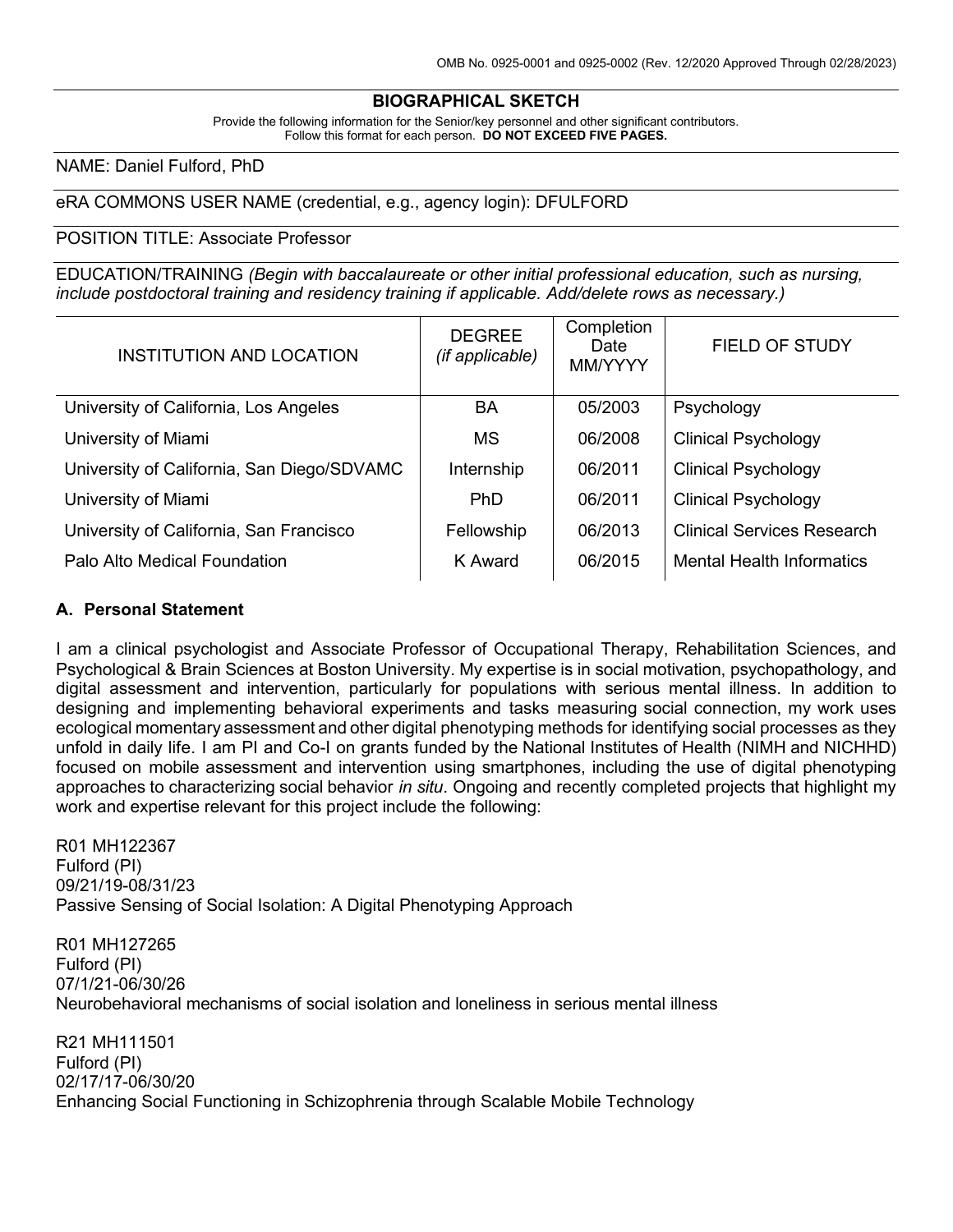OMB No. 0925-0001 and 0925-0002 (Rev. 12/2020 Approved Through 02/28/2023)

# BIOGRAPHICAL SKETCH

Provide the following information for the Senior/key personnel and other significant contributors.
Follow this format for each person. **DO NOT EXCEED FIVE PAGES.**

NAME: Daniel Fulford, PhD

eRA COMMONS USER NAME (credential, e.g., agency login): DFULFORD

POSITION TITLE: Associate Professor

EDUCATION/TRAINING *(Begin with baccalaureate or other initial professional education, such as nursing, include postdoctoral training and residency training if applicable. Add/delete rows as necessary.)*

| INSTITUTION AND LOCATION | DEGREE *(if applicable)* | Completion Date MM/YYYY | FIELD OF STUDY |
|---|---|---|---|
| University of California, Los Angeles | BA | 05/2003 | Psychology |
| University of Miami | MS | 06/2008 | Clinical Psychology |
| University of California, San Diego/SDVAMC | Internship | 06/2011 | Clinical Psychology |
| University of Miami | PhD | 06/2011 | Clinical Psychology |
| University of California, San Francisco | Fellowship | 06/2013 | Clinical Services Research |
| Palo Alto Medical Foundation | K Award | 06/2015 | Mental Health Informatics |

## A. Personal Statement

I am a clinical psychologist and Associate Professor of Occupational Therapy, Rehabilitation Sciences, and Psychological & Brain Sciences at Boston University. My expertise is in social motivation, psychopathology, and digital assessment and intervention, particularly for populations with serious mental illness. In addition to designing and implementing behavioral experiments and tasks measuring social connection, my work uses ecological momentary assessment and other digital phenotyping methods for identifying social processes as they unfold in daily life. I am PI and Co-I on grants funded by the National Institutes of Health (NIMH and NICHHD) focused on mobile assessment and intervention using smartphones, including the use of digital phenotyping approaches to characterizing social behavior *in situ*. Ongoing and recently completed projects that highlight my work and expertise relevant for this project include the following:

R01 MH122367
Fulford (PI)
09/21/19-08/31/23
Passive Sensing of Social Isolation: A Digital Phenotyping Approach

R01 MH127265
Fulford (PI)
07/1/21-06/30/26
Neurobehavioral mechanisms of social isolation and loneliness in serious mental illness

R21 MH111501
Fulford (PI)
02/17/17-06/30/20
Enhancing Social Functioning in Schizophrenia through Scalable Mobile Technology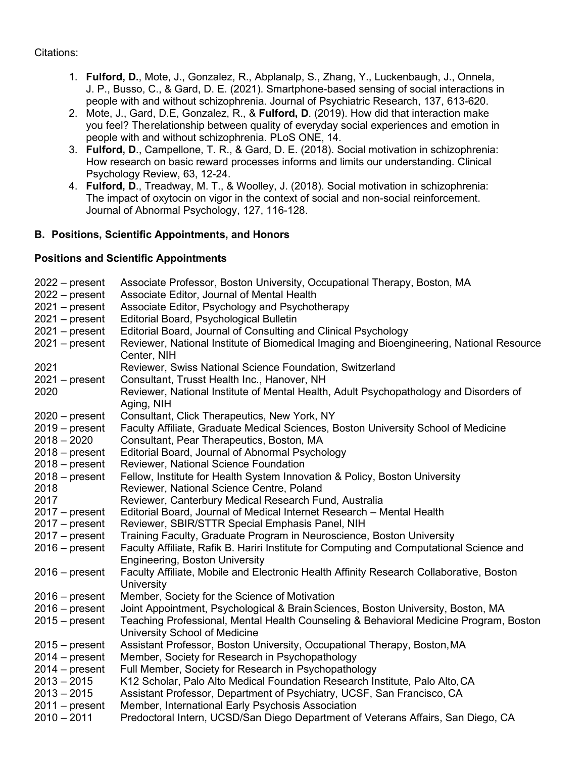Citations:

1. **Fulford, D.**, Mote, J., Gonzalez, R., Abplanalp, S., Zhang, Y., Luckenbaugh, J., Onnela, J. P., Busso, C., & Gard, D. E. (2021). Smartphone-based sensing of social interactions in people with and without schizophrenia. Journal of Psychiatric Research, 137, 613-620.
2. Mote, J., Gard, D.E, Gonzalez, R., & **Fulford, D**. (2019). How did that interaction make you feel? Therelationship between quality of everyday social experiences and emotion in people with and without schizophrenia. PLoS ONE, 14.
3. **Fulford, D**., Campellone, T. R., & Gard, D. E. (2018). Social motivation in schizophrenia: How research on basic reward processes informs and limits our understanding. Clinical Psychology Review, 63, 12-24.
4. **Fulford, D**., Treadway, M. T., & Woolley, J. (2018). Social motivation in schizophrenia: The impact of oxytocin on vigor in the context of social and non-social reinforcement. Journal of Abnormal Psychology, 127, 116-128.

## B. Positions, Scientific Appointments, and Honors

### Positions and Scientific Appointments

| | |
|---|---|
| 2022 – present | Associate Professor, Boston University, Occupational Therapy, Boston, MA |
| 2022 – present | Associate Editor, Journal of Mental Health |
| 2021 – present | Associate Editor, Psychology and Psychotherapy |
| 2021 – present | Editorial Board, Psychological Bulletin |
| 2021 – present | Editorial Board, Journal of Consulting and Clinical Psychology |
| 2021 – present | Reviewer, National Institute of Biomedical Imaging and Bioengineering, National Resource Center, NIH |
| 2021 | Reviewer, Swiss National Science Foundation, Switzerland |
| 2021 – present | Consultant, Trusst Health Inc., Hanover, NH |
| 2020 | Reviewer, National Institute of Mental Health, Adult Psychopathology and Disorders of Aging, NIH |
| 2020 – present | Consultant, Click Therapeutics, New York, NY |
| 2019 – present | Faculty Affiliate, Graduate Medical Sciences, Boston University School of Medicine |
| 2018 – 2020 | Consultant, Pear Therapeutics, Boston, MA |
| 2018 – present | Editorial Board, Journal of Abnormal Psychology |
| 2018 – present | Reviewer, National Science Foundation |
| 2018 – present | Fellow, Institute for Health System Innovation & Policy, Boston University |
| 2018 | Reviewer, National Science Centre, Poland |
| 2017 | Reviewer, Canterbury Medical Research Fund, Australia |
| 2017 – present | Editorial Board, Journal of Medical Internet Research – Mental Health |
| 2017 – present | Reviewer, SBIR/STTR Special Emphasis Panel, NIH |
| 2017 – present | Training Faculty, Graduate Program in Neuroscience, Boston University |
| 2016 – present | Faculty Affiliate, Rafik B. Hariri Institute for Computing and Computational Science and Engineering, Boston University |
| 2016 – present | Faculty Affiliate, Mobile and Electronic Health Affinity Research Collaborative, Boston University |
| 2016 – present | Member, Society for the Science of Motivation |
| 2016 – present | Joint Appointment, Psychological & Brain Sciences, Boston University, Boston, MA |
| 2015 – present | Teaching Professional, Mental Health Counseling & Behavioral Medicine Program, Boston University School of Medicine |
| 2015 – present | Assistant Professor, Boston University, Occupational Therapy, Boston, MA |
| 2014 – present | Member, Society for Research in Psychopathology |
| 2014 – present | Full Member, Society for Research in Psychopathology |
| 2013 – 2015 | K12 Scholar, Palo Alto Medical Foundation Research Institute, Palo Alto, CA |
| 2013 – 2015 | Assistant Professor, Department of Psychiatry, UCSF, San Francisco, CA |
| 2011 – present | Member, International Early Psychosis Association |
| 2010 – 2011 | Predoctoral Intern, UCSD/San Diego Department of Veterans Affairs, San Diego, CA |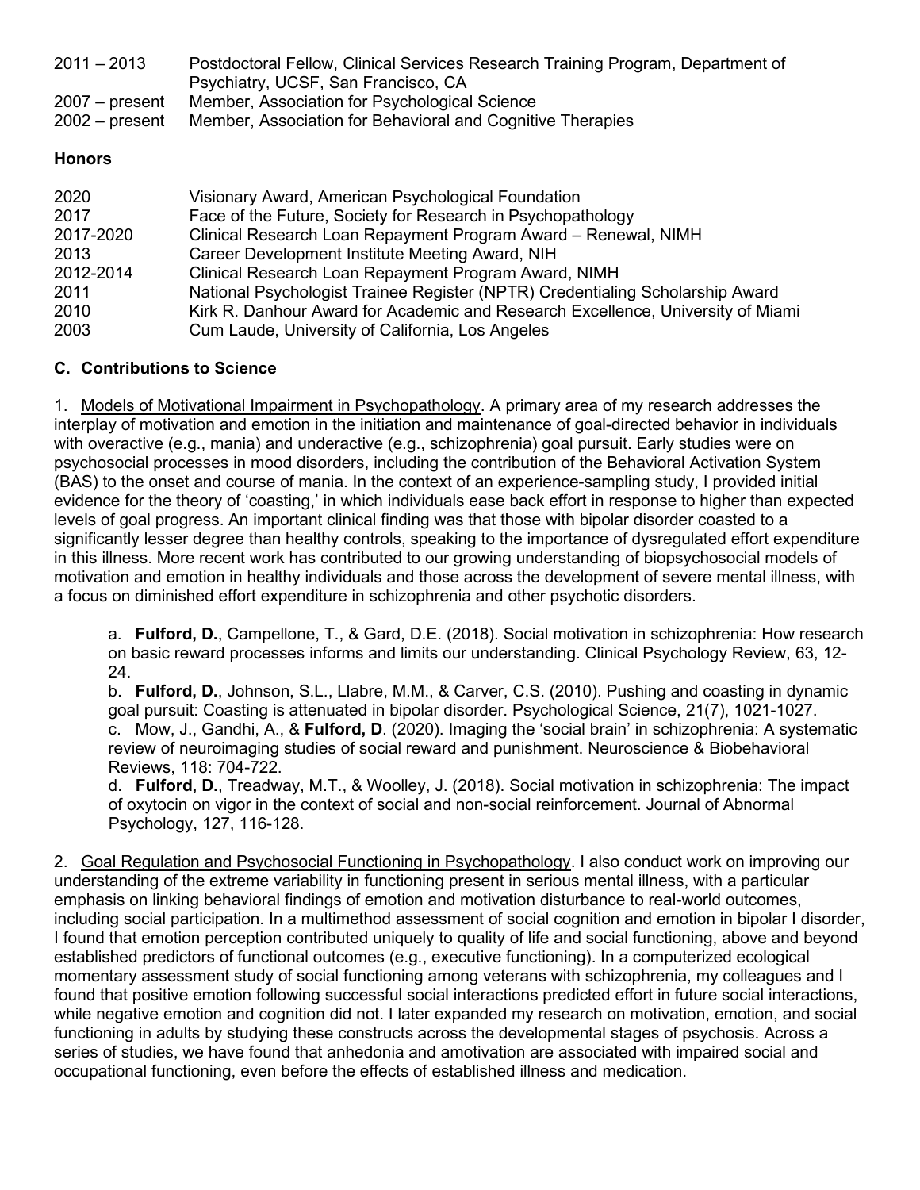| | |
|---|---|
| 2011 – 2013 | Postdoctoral Fellow, Clinical Services Research Training Program, Department of Psychiatry, UCSF, San Francisco, CA |
| 2007 – present | Member, Association for Psychological Science |
| 2002 – present | Member, Association for Behavioral and Cognitive Therapies |

**Honors**

| | |
|---|---|
| 2020 | Visionary Award, American Psychological Foundation |
| 2017 | Face of the Future, Society for Research in Psychopathology |
| 2017-2020 | Clinical Research Loan Repayment Program Award – Renewal, NIMH |
| 2013 | Career Development Institute Meeting Award, NIH |
| 2012-2014 | Clinical Research Loan Repayment Program Award, NIMH |
| 2011 | National Psychologist Trainee Register (NPTR) Credentialing Scholarship Award |
| 2010 | Kirk R. Danhour Award for Academic and Research Excellence, University of Miami |
| 2003 | Cum Laude, University of California, Los Angeles |

## C. Contributions to Science

1. Models of Motivational Impairment in Psychopathology. A primary area of my research addresses the interplay of motivation and emotion in the initiation and maintenance of goal-directed behavior in individuals with overactive (e.g., mania) and underactive (e.g., schizophrenia) goal pursuit. Early studies were on psychosocial processes in mood disorders, including the contribution of the Behavioral Activation System (BAS) to the onset and course of mania. In the context of an experience-sampling study, I provided initial evidence for the theory of 'coasting,' in which individuals ease back effort in response to higher than expected levels of goal progress. An important clinical finding was that those with bipolar disorder coasted to a significantly lesser degree than healthy controls, speaking to the importance of dysregulated effort expenditure in this illness. More recent work has contributed to our growing understanding of biopsychosocial models of motivation and emotion in healthy individuals and those across the development of severe mental illness, with a focus on diminished effort expenditure in schizophrenia and other psychotic disorders.

   a. **Fulford, D.**, Campellone, T., & Gard, D.E. (2018). Social motivation in schizophrenia: How research on basic reward processes informs and limits our understanding. Clinical Psychology Review, 63, 12-24.
   b. **Fulford, D.**, Johnson, S.L., Llabre, M.M., & Carver, C.S. (2010). Pushing and coasting in dynamic goal pursuit: Coasting is attenuated in bipolar disorder. Psychological Science, 21(7), 1021-1027.
   c. Mow, J., Gandhi, A., & **Fulford, D**. (2020). Imaging the 'social brain' in schizophrenia: A systematic review of neuroimaging studies of social reward and punishment. Neuroscience & Biobehavioral Reviews, 118: 704-722.
   d. **Fulford, D.**, Treadway, M.T., & Woolley, J. (2018). Social motivation in schizophrenia: The impact of oxytocin on vigor in the context of social and non-social reinforcement. Journal of Abnormal Psychology, 127, 116-128.

2. Goal Regulation and Psychosocial Functioning in Psychopathology. I also conduct work on improving our understanding of the extreme variability in functioning present in serious mental illness, with a particular emphasis on linking behavioral findings of emotion and motivation disturbance to real-world outcomes, including social participation. In a multimethod assessment of social cognition and emotion in bipolar I disorder, I found that emotion perception contributed uniquely to quality of life and social functioning, above and beyond established predictors of functional outcomes (e.g., executive functioning). In a computerized ecological momentary assessment study of social functioning among veterans with schizophrenia, my colleagues and I found that positive emotion following successful social interactions predicted effort in future social interactions, while negative emotion and cognition did not. I later expanded my research on motivation, emotion, and social functioning in adults by studying these constructs across the developmental stages of psychosis. Across a series of studies, we have found that anhedonia and amotivation are associated with impaired social and occupational functioning, even before the effects of established illness and medication.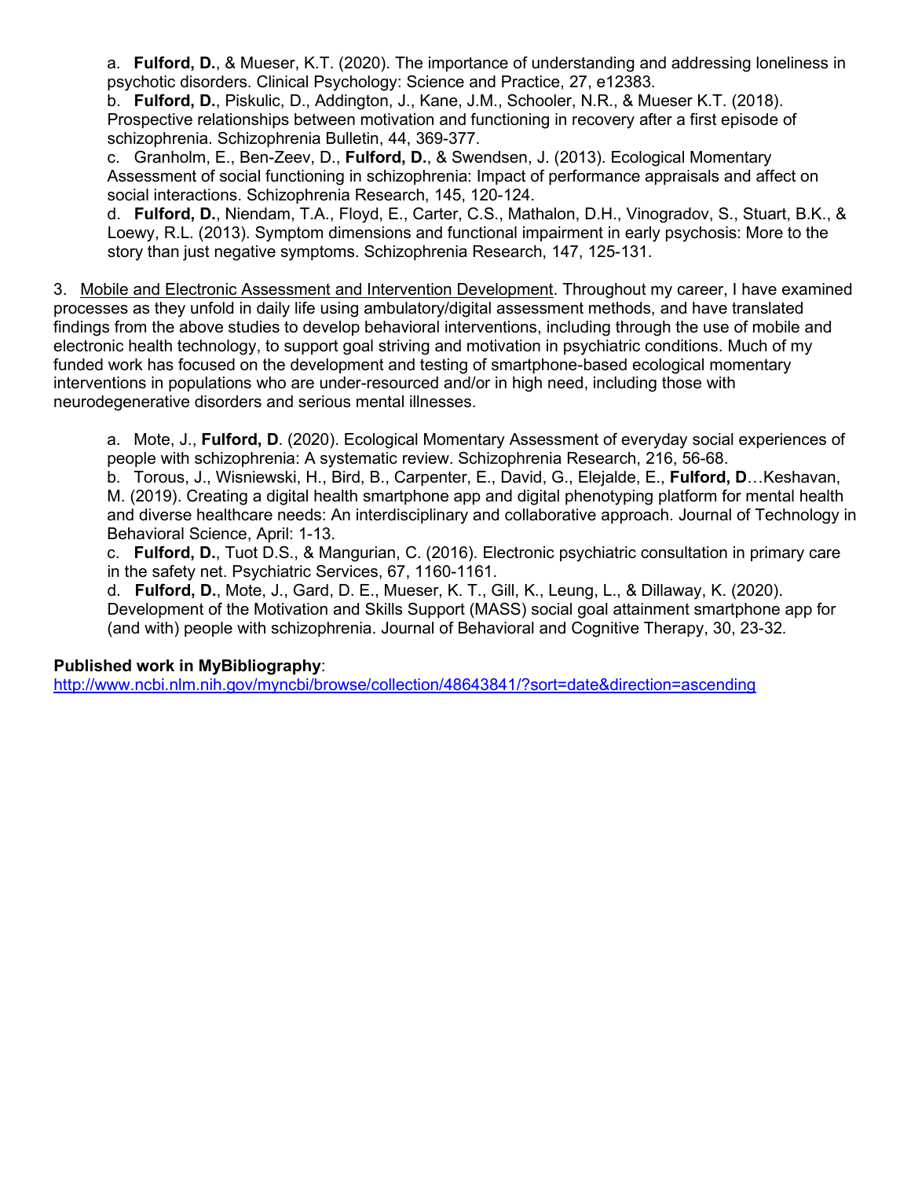a. **Fulford, D.**, & Mueser, K.T. (2020). The importance of understanding and addressing loneliness in psychotic disorders. Clinical Psychology: Science and Practice, 27, e12383.
b. **Fulford, D.**, Piskulic, D., Addington, J., Kane, J.M., Schooler, N.R., & Mueser K.T. (2018). Prospective relationships between motivation and functioning in recovery after a first episode of schizophrenia. Schizophrenia Bulletin, 44, 369-377.
c. Granholm, E., Ben-Zeev, D., **Fulford, D.**, & Swendsen, J. (2013). Ecological Momentary Assessment of social functioning in schizophrenia: Impact of performance appraisals and affect on social interactions. Schizophrenia Research, 145, 120-124.
d. **Fulford, D.**, Niendam, T.A., Floyd, E., Carter, C.S., Mathalon, D.H., Vinogradov, S., Stuart, B.K., & Loewy, R.L. (2013). Symptom dimensions and functional impairment in early psychosis: More to the story than just negative symptoms. Schizophrenia Research, 147, 125-131.

3. <u>Mobile and Electronic Assessment and Intervention Development</u>. Throughout my career, I have examined processes as they unfold in daily life using ambulatory/digital assessment methods, and have translated findings from the above studies to develop behavioral interventions, including through the use of mobile and electronic health technology, to support goal striving and motivation in psychiatric conditions. Much of my funded work has focused on the development and testing of smartphone-based ecological momentary interventions in populations who are under-resourced and/or in high need, including those with neurodegenerative disorders and serious mental illnesses.

a. Mote, J., **Fulford, D**. (2020). Ecological Momentary Assessment of everyday social experiences of people with schizophrenia: A systematic review. Schizophrenia Research, 216, 56-68.
b. Torous, J., Wisniewski, H., Bird, B., Carpenter, E., David, G., Elejalde, E., **Fulford, D**…Keshavan, M. (2019). Creating a digital health smartphone app and digital phenotyping platform for mental health and diverse healthcare needs: An interdisciplinary and collaborative approach. Journal of Technology in Behavioral Science, April: 1-13.
c. **Fulford, D.**, Tuot D.S., & Mangurian, C. (2016). Electronic psychiatric consultation in primary care in the safety net. Psychiatric Services, 67, 1160-1161.
d. **Fulford, D.**, Mote, J., Gard, D. E., Mueser, K. T., Gill, K., Leung, L., & Dillaway, K. (2020). Development of the Motivation and Skills Support (MASS) social goal attainment smartphone app for (and with) people with schizophrenia. Journal of Behavioral and Cognitive Therapy, 30, 23-32*.*

**Published work in MyBibliography**:
http://www.ncbi.nlm.nih.gov/myncbi/browse/collection/48643841/?sort=date&direction=ascending